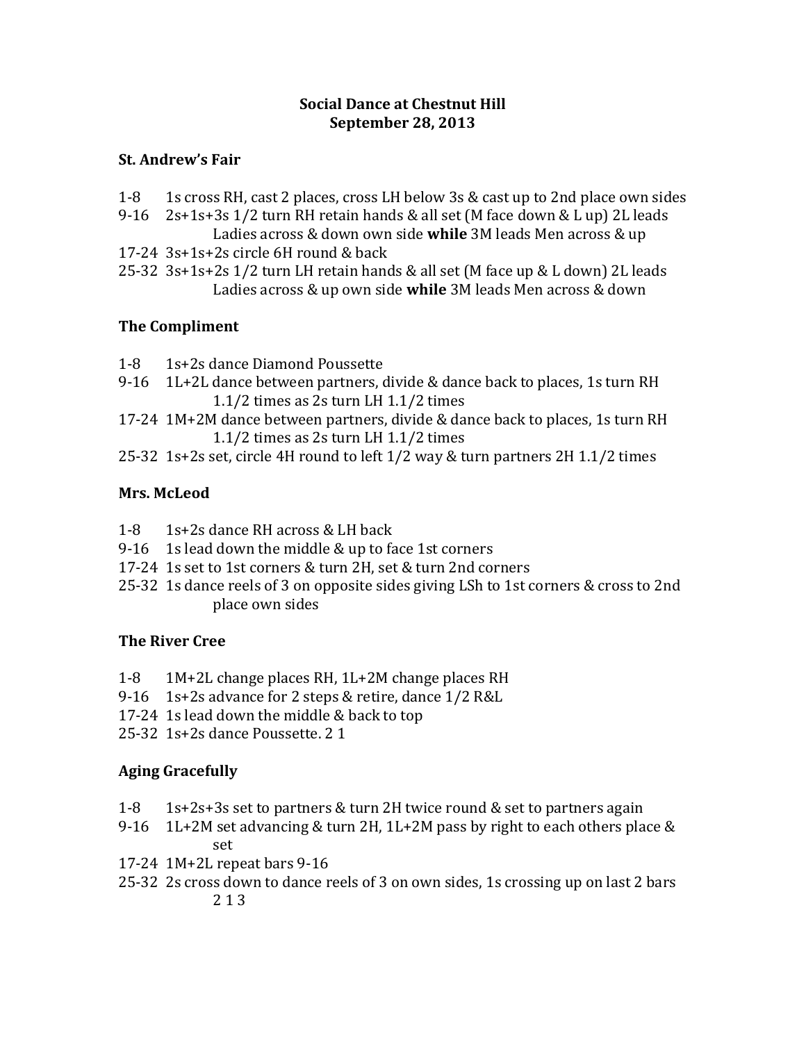**Social Dance at Chestnut Hill**
**September 28, 2013**

### St. Andrew's Fair

1-8 1s cross RH, cast 2 places, cross LH below 3s & cast up to 2nd place own sides
9-16 2s+1s+3s 1/2 turn RH retain hands & all set (M face down & L up) 2L leads Ladies across & down own side **while** 3M leads Men across & up
17-24 3s+1s+2s circle 6H round & back
25-32 3s+1s+2s 1/2 turn LH retain hands & all set (M face up & L down) 2L leads Ladies across & up own side **while** 3M leads Men across & down

### The Compliment

1-8 1s+2s dance Diamond Poussette
9-16 1L+2L dance between partners, divide & dance back to places, 1s turn RH 1.1/2 times as 2s turn LH 1.1/2 times
17-24 1M+2M dance between partners, divide & dance back to places, 1s turn RH 1.1/2 times as 2s turn LH 1.1/2 times
25-32 1s+2s set, circle 4H round to left 1/2 way & turn partners 2H 1.1/2 times

### Mrs. McLeod

1-8 1s+2s dance RH across & LH back
9-16 1s lead down the middle & up to face 1st corners
17-24 1s set to 1st corners & turn 2H, set & turn 2nd corners
25-32 1s dance reels of 3 on opposite sides giving LSh to 1st corners & cross to 2nd place own sides

### The River Cree

1-8 1M+2L change places RH, 1L+2M change places RH
9-16 1s+2s advance for 2 steps & retire, dance 1/2 R&L
17-24 1s lead down the middle & back to top
25-32 1s+2s dance Poussette. 2 1

### Aging Gracefully

1-8 1s+2s+3s set to partners & turn 2H twice round & set to partners again
9-16 1L+2M set advancing & turn 2H, 1L+2M pass by right to each others place & set
17-24 1M+2L repeat bars 9-16
25-32 2s cross down to dance reels of 3 on own sides, 1s crossing up on last 2 bars 2 1 3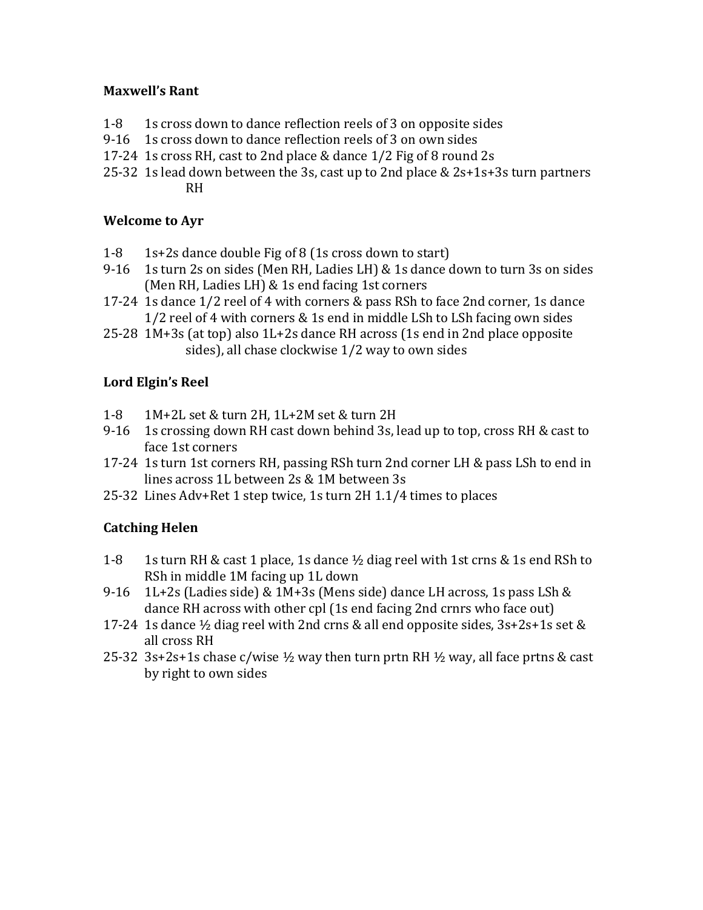**Maxwell's Rant**

1-8 1s cross down to dance reflection reels of 3 on opposite sides
9-16 1s cross down to dance reflection reels of 3 on own sides
17-24 1s cross RH, cast to 2nd place & dance 1/2 Fig of 8 round 2s
25-32 1s lead down between the 3s, cast up to 2nd place & 2s+1s+3s turn partners RH

**Welcome to Ayr**

1-8 1s+2s dance double Fig of 8 (1s cross down to start)
9-16 1s turn 2s on sides (Men RH, Ladies LH) & 1s dance down to turn 3s on sides (Men RH, Ladies LH) & 1s end facing 1st corners
17-24 1s dance 1/2 reel of 4 with corners & pass RSh to face 2nd corner, 1s dance 1/2 reel of 4 with corners & 1s end in middle LSh to LSh facing own sides
25-28 1M+3s (at top) also 1L+2s dance RH across (1s end in 2nd place opposite sides), all chase clockwise 1/2 way to own sides

**Lord Elgin's Reel**

1-8 1M+2L set & turn 2H, 1L+2M set & turn 2H
9-16 1s crossing down RH cast down behind 3s, lead up to top, cross RH & cast to face 1st corners
17-24 1s turn 1st corners RH, passing RSh turn 2nd corner LH & pass LSh to end in lines across 1L between 2s & 1M between 3s
25-32 Lines Adv+Ret 1 step twice, 1s turn 2H 1.1/4 times to places

**Catching Helen**

1-8 1s turn RH & cast 1 place, 1s dance ½ diag reel with 1st crns & 1s end RSh to RSh in middle 1M facing up 1L down
9-16 1L+2s (Ladies side) & 1M+3s (Mens side) dance LH across, 1s pass LSh & dance RH across with other cpl (1s end facing 2nd crnrs who face out)
17-24 1s dance ½ diag reel with 2nd crns & all end opposite sides, 3s+2s+1s set & all cross RH
25-32 3s+2s+1s chase c/wise ½ way then turn prtn RH ½ way, all face prtns & cast by right to own sides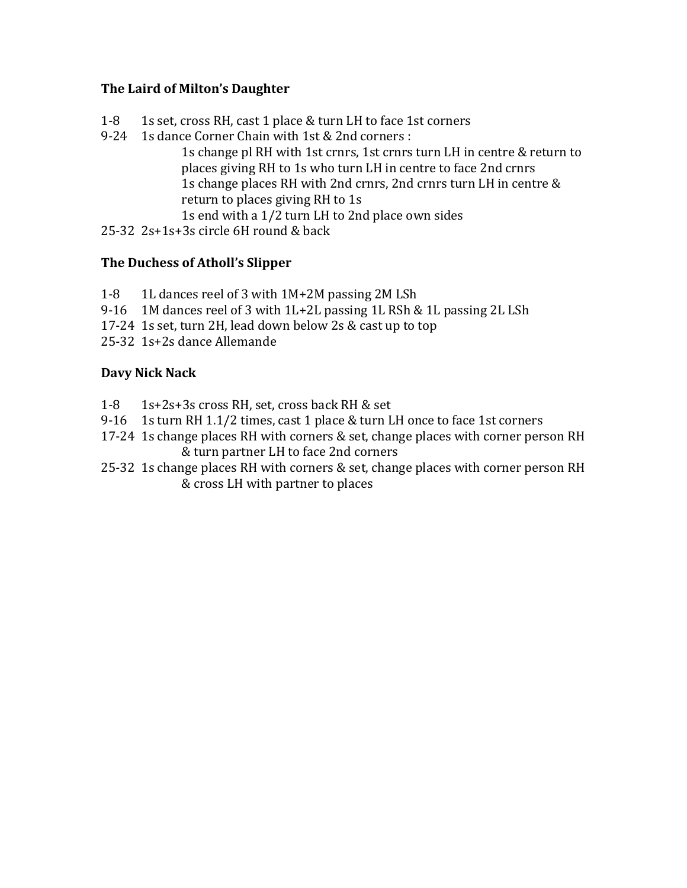**The Laird of Milton's Daughter**

1-8 1s set, cross RH, cast 1 place & turn LH to face 1st corners

9-24 1s dance Corner Chain with 1st & 2nd corners :

> 1s change pl RH with 1st crnrs, 1st crnrs turn LH in centre & return to places giving RH to 1s who turn LH in centre to face 2nd crnrs
>
> 1s change places RH with 2nd crnrs, 2nd crnrs turn LH in centre & return to places giving RH to 1s
>
> 1s end with a 1/2 turn LH to 2nd place own sides

25-32 2s+1s+3s circle 6H round & back

**The Duchess of Atholl's Slipper**

1-8 1L dances reel of 3 with 1M+2M passing 2M LSh

9-16 1M dances reel of 3 with 1L+2L passing 1L RSh & 1L passing 2L LSh

17-24 1s set, turn 2H, lead down below 2s & cast up to top

25-32 1s+2s dance Allemande

**Davy Nick Nack**

1-8 1s+2s+3s cross RH, set, cross back RH & set

9-16 1s turn RH 1.1/2 times, cast 1 place & turn LH once to face 1st corners

17-24 1s change places RH with corners & set, change places with corner person RH & turn partner LH to face 2nd corners

25-32 1s change places RH with corners & set, change places with corner person RH & cross LH with partner to places